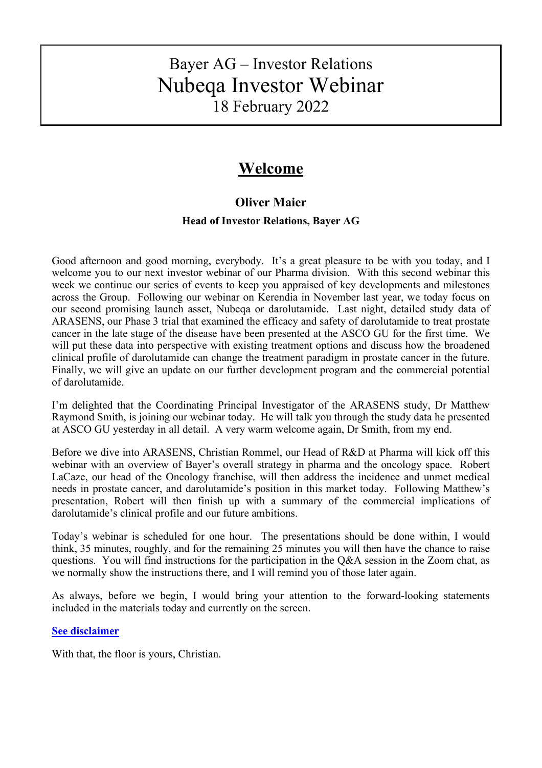# Bayer AG – Investor Relations
# Nubeqa Investor Webinar
## 18 February 2022

## Welcome

### Oliver Maier

**Head of Investor Relations, Bayer AG**

Good afternoon and good morning, everybody. It's a great pleasure to be with you today, and I welcome you to our next investor webinar of our Pharma division. With this second webinar this week we continue our series of events to keep you appraised of key developments and milestones across the Group. Following our webinar on Kerendia in November last year, we today focus on our second promising launch asset, Nubeqa or darolutamide. Last night, detailed study data of ARASENS, our Phase 3 trial that examined the efficacy and safety of darolutamide to treat prostate cancer in the late stage of the disease have been presented at the ASCO GU for the first time. We will put these data into perspective with existing treatment options and discuss how the broadened clinical profile of darolutamide can change the treatment paradigm in prostate cancer in the future. Finally, we will give an update on our further development program and the commercial potential of darolutamide.

I'm delighted that the Coordinating Principal Investigator of the ARASENS study, Dr Matthew Raymond Smith, is joining our webinar today. He will talk you through the study data he presented at ASCO GU yesterday in all detail. A very warm welcome again, Dr Smith, from my end.

Before we dive into ARASENS, Christian Rommel, our Head of R&D at Pharma will kick off this webinar with an overview of Bayer's overall strategy in pharma and the oncology space. Robert LaCaze, our head of the Oncology franchise, will then address the incidence and unmet medical needs in prostate cancer, and darolutamide's position in this market today. Following Matthew's presentation, Robert will then finish up with a summary of the commercial implications of darolutamide's clinical profile and our future ambitions.

Today's webinar is scheduled for one hour. The presentations should be done within, I would think, 35 minutes, roughly, and for the remaining 25 minutes you will then have the chance to raise questions. You will find instructions for the participation in the Q&A session in the Zoom chat, as we normally show the instructions there, and I will remind you of those later again.

As always, before we begin, I would bring your attention to the forward-looking statements included in the materials today and currently on the screen.

**See disclaimer**

With that, the floor is yours, Christian.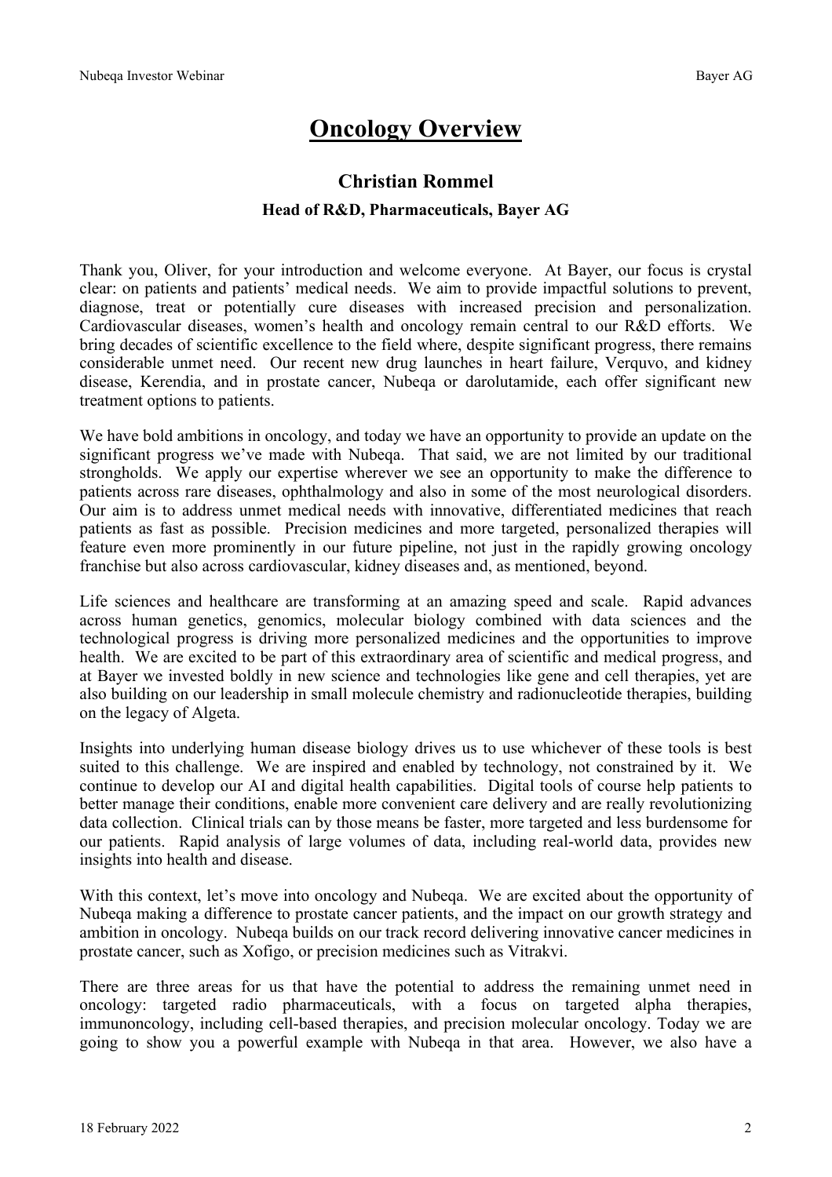# Oncology Overview

## Christian Rommel

### Head of R&D, Pharmaceuticals, Bayer AG

Thank you, Oliver, for your introduction and welcome everyone. At Bayer, our focus is crystal clear: on patients and patients' medical needs. We aim to provide impactful solutions to prevent, diagnose, treat or potentially cure diseases with increased precision and personalization. Cardiovascular diseases, women's health and oncology remain central to our R&D efforts. We bring decades of scientific excellence to the field where, despite significant progress, there remains considerable unmet need. Our recent new drug launches in heart failure, Verquvo, and kidney disease, Kerendia, and in prostate cancer, Nubeqa or darolutamide, each offer significant new treatment options to patients.

We have bold ambitions in oncology, and today we have an opportunity to provide an update on the significant progress we've made with Nubeqa. That said, we are not limited by our traditional strongholds. We apply our expertise wherever we see an opportunity to make the difference to patients across rare diseases, ophthalmology and also in some of the most neurological disorders. Our aim is to address unmet medical needs with innovative, differentiated medicines that reach patients as fast as possible. Precision medicines and more targeted, personalized therapies will feature even more prominently in our future pipeline, not just in the rapidly growing oncology franchise but also across cardiovascular, kidney diseases and, as mentioned, beyond.

Life sciences and healthcare are transforming at an amazing speed and scale. Rapid advances across human genetics, genomics, molecular biology combined with data sciences and the technological progress is driving more personalized medicines and the opportunities to improve health. We are excited to be part of this extraordinary area of scientific and medical progress, and at Bayer we invested boldly in new science and technologies like gene and cell therapies, yet are also building on our leadership in small molecule chemistry and radionucleotide therapies, building on the legacy of Algeta.

Insights into underlying human disease biology drives us to use whichever of these tools is best suited to this challenge. We are inspired and enabled by technology, not constrained by it. We continue to develop our AI and digital health capabilities. Digital tools of course help patients to better manage their conditions, enable more convenient care delivery and are really revolutionizing data collection. Clinical trials can by those means be faster, more targeted and less burdensome for our patients. Rapid analysis of large volumes of data, including real-world data, provides new insights into health and disease.

With this context, let's move into oncology and Nubeqa. We are excited about the opportunity of Nubeqa making a difference to prostate cancer patients, and the impact on our growth strategy and ambition in oncology. Nubeqa builds on our track record delivering innovative cancer medicines in prostate cancer, such as Xofigo, or precision medicines such as Vitrakvi.

There are three areas for us that have the potential to address the remaining unmet need in oncology: targeted radio pharmaceuticals, with a focus on targeted alpha therapies, immunoncology, including cell-based therapies, and precision molecular oncology. Today we are going to show you a powerful example with Nubeqa in that area. However, we also have a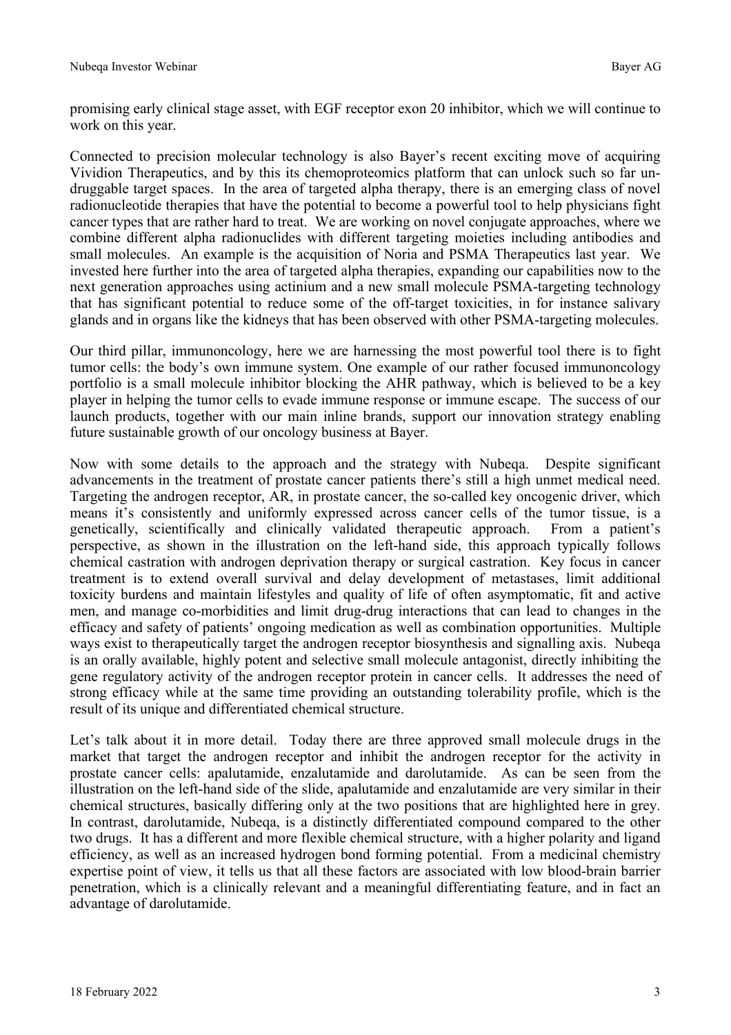promising early clinical stage asset, with EGF receptor exon 20 inhibitor, which we will continue to work on this year.

Connected to precision molecular technology is also Bayer's recent exciting move of acquiring Vividion Therapeutics, and by this its chemoproteomics platform that can unlock such so far un-druggable target spaces. In the area of targeted alpha therapy, there is an emerging class of novel radionucleotide therapies that have the potential to become a powerful tool to help physicians fight cancer types that are rather hard to treat. We are working on novel conjugate approaches, where we combine different alpha radionuclides with different targeting moieties including antibodies and small molecules. An example is the acquisition of Noria and PSMA Therapeutics last year. We invested here further into the area of targeted alpha therapies, expanding our capabilities now to the next generation approaches using actinium and a new small molecule PSMA-targeting technology that has significant potential to reduce some of the off-target toxicities, in for instance salivary glands and in organs like the kidneys that has been observed with other PSMA-targeting molecules.

Our third pillar, immunoncology, here we are harnessing the most powerful tool there is to fight tumor cells: the body's own immune system. One example of our rather focused immunoncology portfolio is a small molecule inhibitor blocking the AHR pathway, which is believed to be a key player in helping the tumor cells to evade immune response or immune escape. The success of our launch products, together with our main inline brands, support our innovation strategy enabling future sustainable growth of our oncology business at Bayer.

Now with some details to the approach and the strategy with Nubeqa. Despite significant advancements in the treatment of prostate cancer patients there's still a high unmet medical need. Targeting the androgen receptor, AR, in prostate cancer, the so-called key oncogenic driver, which means it's consistently and uniformly expressed across cancer cells of the tumor tissue, is a genetically, scientifically and clinically validated therapeutic approach. From a patient's perspective, as shown in the illustration on the left-hand side, this approach typically follows chemical castration with androgen deprivation therapy or surgical castration. Key focus in cancer treatment is to extend overall survival and delay development of metastases, limit additional toxicity burdens and maintain lifestyles and quality of life of often asymptomatic, fit and active men, and manage co-morbidities and limit drug-drug interactions that can lead to changes in the efficacy and safety of patients' ongoing medication as well as combination opportunities. Multiple ways exist to therapeutically target the androgen receptor biosynthesis and signalling axis. Nubeqa is an orally available, highly potent and selective small molecule antagonist, directly inhibiting the gene regulatory activity of the androgen receptor protein in cancer cells. It addresses the need of strong efficacy while at the same time providing an outstanding tolerability profile, which is the result of its unique and differentiated chemical structure.

Let's talk about it in more detail. Today there are three approved small molecule drugs in the market that target the androgen receptor and inhibit the androgen receptor for the activity in prostate cancer cells: apalutamide, enzalutamide and darolutamide. As can be seen from the illustration on the left-hand side of the slide, apalutamide and enzalutamide are very similar in their chemical structures, basically differing only at the two positions that are highlighted here in grey. In contrast, darolutamide, Nubeqa, is a distinctly differentiated compound compared to the other two drugs. It has a different and more flexible chemical structure, with a higher polarity and ligand efficiency, as well as an increased hydrogen bond forming potential. From a medicinal chemistry expertise point of view, it tells us that all these factors are associated with low blood-brain barrier penetration, which is a clinically relevant and a meaningful differentiating feature, and in fact an advantage of darolutamide.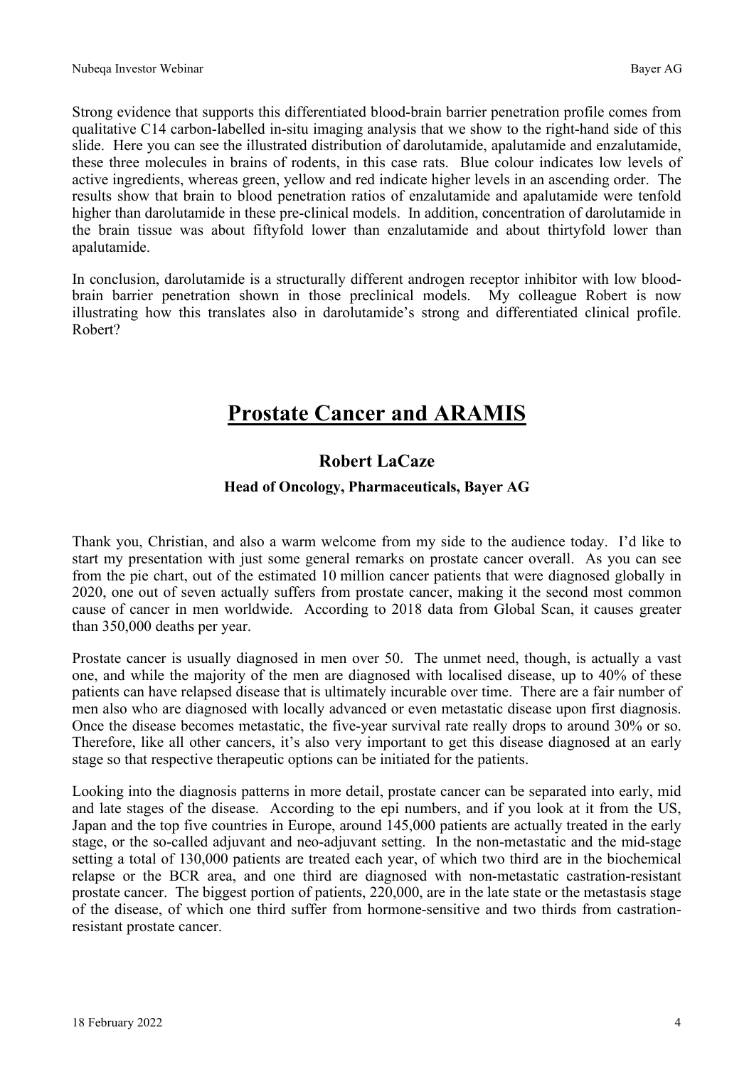Strong evidence that supports this differentiated blood-brain barrier penetration profile comes from qualitative C14 carbon-labelled in-situ imaging analysis that we show to the right-hand side of this slide. Here you can see the illustrated distribution of darolutamide, apalutamide and enzalutamide, these three molecules in brains of rodents, in this case rats. Blue colour indicates low levels of active ingredients, whereas green, yellow and red indicate higher levels in an ascending order. The results show that brain to blood penetration ratios of enzalutamide and apalutamide were tenfold higher than darolutamide in these pre-clinical models. In addition, concentration of darolutamide in the brain tissue was about fiftyfold lower than enzalutamide and about thirtyfold lower than apalutamide.

In conclusion, darolutamide is a structurally different androgen receptor inhibitor with low blood-brain barrier penetration shown in those preclinical models. My colleague Robert is now illustrating how this translates also in darolutamide's strong and differentiated clinical profile. Robert?

# Prostate Cancer and ARAMIS

## Robert LaCaze

### Head of Oncology, Pharmaceuticals, Bayer AG

Thank you, Christian, and also a warm welcome from my side to the audience today. I'd like to start my presentation with just some general remarks on prostate cancer overall. As you can see from the pie chart, out of the estimated 10 million cancer patients that were diagnosed globally in 2020, one out of seven actually suffers from prostate cancer, making it the second most common cause of cancer in men worldwide. According to 2018 data from Global Scan, it causes greater than 350,000 deaths per year.

Prostate cancer is usually diagnosed in men over 50. The unmet need, though, is actually a vast one, and while the majority of the men are diagnosed with localised disease, up to 40% of these patients can have relapsed disease that is ultimately incurable over time. There are a fair number of men also who are diagnosed with locally advanced or even metastatic disease upon first diagnosis. Once the disease becomes metastatic, the five-year survival rate really drops to around 30% or so. Therefore, like all other cancers, it's also very important to get this disease diagnosed at an early stage so that respective therapeutic options can be initiated for the patients.

Looking into the diagnosis patterns in more detail, prostate cancer can be separated into early, mid and late stages of the disease. According to the epi numbers, and if you look at it from the US, Japan and the top five countries in Europe, around 145,000 patients are actually treated in the early stage, or the so-called adjuvant and neo-adjuvant setting. In the non-metastatic and the mid-stage setting a total of 130,000 patients are treated each year, of which two third are in the biochemical relapse or the BCR area, and one third are diagnosed with non-metastatic castration-resistant prostate cancer. The biggest portion of patients, 220,000, are in the late state or the metastasis stage of the disease, of which one third suffer from hormone-sensitive and two thirds from castration-resistant prostate cancer.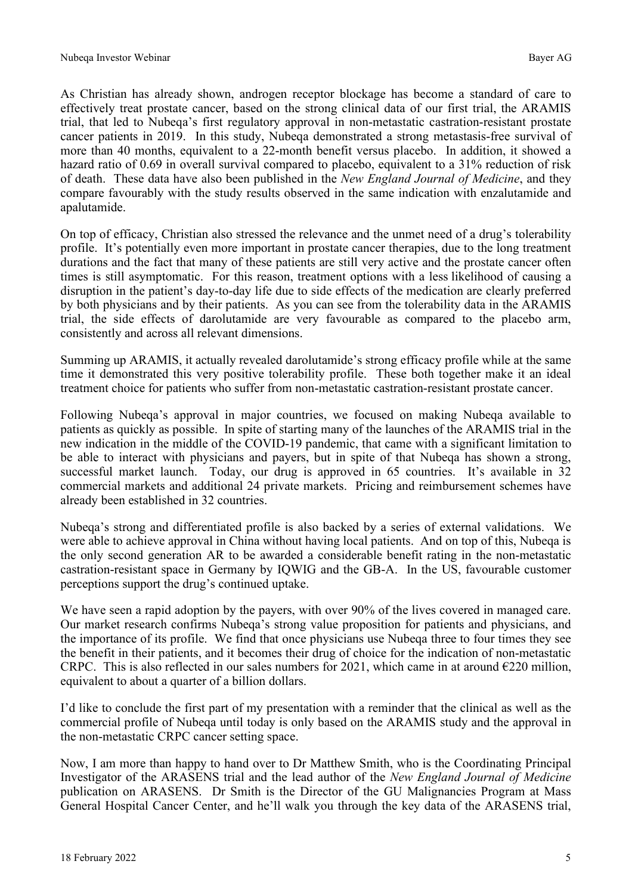As Christian has already shown, androgen receptor blockage has become a standard of care to effectively treat prostate cancer, based on the strong clinical data of our first trial, the ARAMIS trial, that led to Nubeqa's first regulatory approval in non-metastatic castration-resistant prostate cancer patients in 2019. In this study, Nubeqa demonstrated a strong metastasis-free survival of more than 40 months, equivalent to a 22-month benefit versus placebo. In addition, it showed a hazard ratio of 0.69 in overall survival compared to placebo, equivalent to a 31% reduction of risk of death. These data have also been published in the *New England Journal of Medicine*, and they compare favourably with the study results observed in the same indication with enzalutamide and apalutamide.

On top of efficacy, Christian also stressed the relevance and the unmet need of a drug's tolerability profile. It's potentially even more important in prostate cancer therapies, due to the long treatment durations and the fact that many of these patients are still very active and the prostate cancer often times is still asymptomatic. For this reason, treatment options with a less likelihood of causing a disruption in the patient's day-to-day life due to side effects of the medication are clearly preferred by both physicians and by their patients. As you can see from the tolerability data in the ARAMIS trial, the side effects of darolutamide are very favourable as compared to the placebo arm, consistently and across all relevant dimensions.

Summing up ARAMIS, it actually revealed darolutamide's strong efficacy profile while at the same time it demonstrated this very positive tolerability profile. These both together make it an ideal treatment choice for patients who suffer from non-metastatic castration-resistant prostate cancer.

Following Nubeqa's approval in major countries, we focused on making Nubeqa available to patients as quickly as possible. In spite of starting many of the launches of the ARAMIS trial in the new indication in the middle of the COVID-19 pandemic, that came with a significant limitation to be able to interact with physicians and payers, but in spite of that Nubeqa has shown a strong, successful market launch. Today, our drug is approved in 65 countries. It's available in 32 commercial markets and additional 24 private markets. Pricing and reimbursement schemes have already been established in 32 countries.

Nubeqa's strong and differentiated profile is also backed by a series of external validations. We were able to achieve approval in China without having local patients. And on top of this, Nubeqa is the only second generation AR to be awarded a considerable benefit rating in the non-metastatic castration-resistant space in Germany by IQWIG and the GB-A. In the US, favourable customer perceptions support the drug's continued uptake.

We have seen a rapid adoption by the payers, with over 90% of the lives covered in managed care. Our market research confirms Nubeqa's strong value proposition for patients and physicians, and the importance of its profile. We find that once physicians use Nubeqa three to four times they see the benefit in their patients, and it becomes their drug of choice for the indication of non-metastatic CRPC. This is also reflected in our sales numbers for 2021, which came in at around €220 million, equivalent to about a quarter of a billion dollars.

I'd like to conclude the first part of my presentation with a reminder that the clinical as well as the commercial profile of Nubeqa until today is only based on the ARAMIS study and the approval in the non-metastatic CRPC cancer setting space.

Now, I am more than happy to hand over to Dr Matthew Smith, who is the Coordinating Principal Investigator of the ARASENS trial and the lead author of the *New England Journal of Medicine* publication on ARASENS. Dr Smith is the Director of the GU Malignancies Program at Mass General Hospital Cancer Center, and he'll walk you through the key data of the ARASENS trial,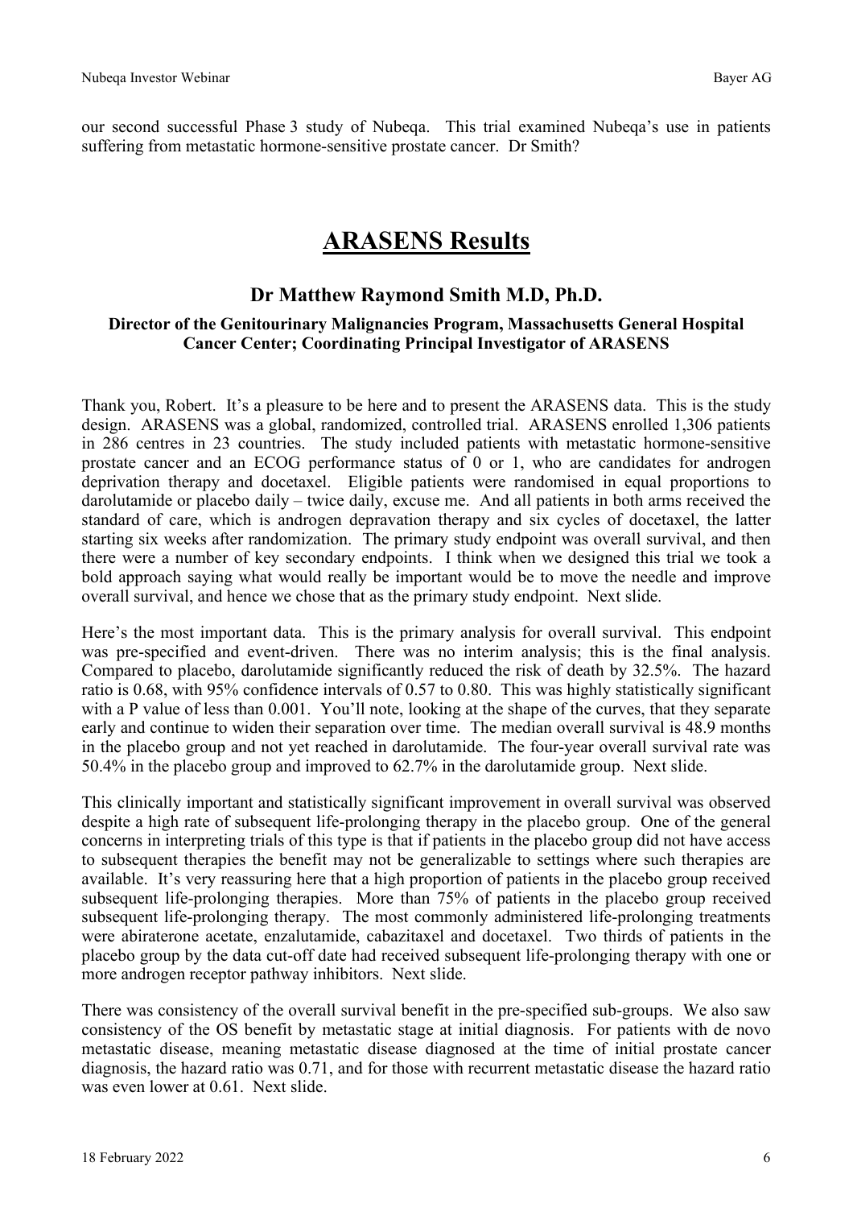our second successful Phase 3 study of Nubeqa. This trial examined Nubeqa's use in patients suffering from metastatic hormone-sensitive prostate cancer. Dr Smith?

# ARASENS Results

### Dr Matthew Raymond Smith M.D, Ph.D.

**Director of the Genitourinary Malignancies Program, Massachusetts General Hospital Cancer Center; Coordinating Principal Investigator of ARASENS**

Thank you, Robert. It's a pleasure to be here and to present the ARASENS data. This is the study design. ARASENS was a global, randomized, controlled trial. ARASENS enrolled 1,306 patients in 286 centres in 23 countries. The study included patients with metastatic hormone-sensitive prostate cancer and an ECOG performance status of 0 or 1, who are candidates for androgen deprivation therapy and docetaxel. Eligible patients were randomised in equal proportions to darolutamide or placebo daily – twice daily, excuse me. And all patients in both arms received the standard of care, which is androgen depravation therapy and six cycles of docetaxel, the latter starting six weeks after randomization. The primary study endpoint was overall survival, and then there were a number of key secondary endpoints. I think when we designed this trial we took a bold approach saying what would really be important would be to move the needle and improve overall survival, and hence we chose that as the primary study endpoint. Next slide.

Here's the most important data. This is the primary analysis for overall survival. This endpoint was pre-specified and event-driven. There was no interim analysis; this is the final analysis. Compared to placebo, darolutamide significantly reduced the risk of death by 32.5%. The hazard ratio is 0.68, with 95% confidence intervals of 0.57 to 0.80. This was highly statistically significant with a P value of less than 0.001. You'll note, looking at the shape of the curves, that they separate early and continue to widen their separation over time. The median overall survival is 48.9 months in the placebo group and not yet reached in darolutamide. The four-year overall survival rate was 50.4% in the placebo group and improved to 62.7% in the darolutamide group. Next slide.

This clinically important and statistically significant improvement in overall survival was observed despite a high rate of subsequent life-prolonging therapy in the placebo group. One of the general concerns in interpreting trials of this type is that if patients in the placebo group did not have access to subsequent therapies the benefit may not be generalizable to settings where such therapies are available. It's very reassuring here that a high proportion of patients in the placebo group received subsequent life-prolonging therapies. More than 75% of patients in the placebo group received subsequent life-prolonging therapy. The most commonly administered life-prolonging treatments were abiraterone acetate, enzalutamide, cabazitaxel and docetaxel. Two thirds of patients in the placebo group by the data cut-off date had received subsequent life-prolonging therapy with one or more androgen receptor pathway inhibitors. Next slide.

There was consistency of the overall survival benefit in the pre-specified sub-groups. We also saw consistency of the OS benefit by metastatic stage at initial diagnosis. For patients with de novo metastatic disease, meaning metastatic disease diagnosed at the time of initial prostate cancer diagnosis, the hazard ratio was 0.71, and for those with recurrent metastatic disease the hazard ratio was even lower at 0.61. Next slide.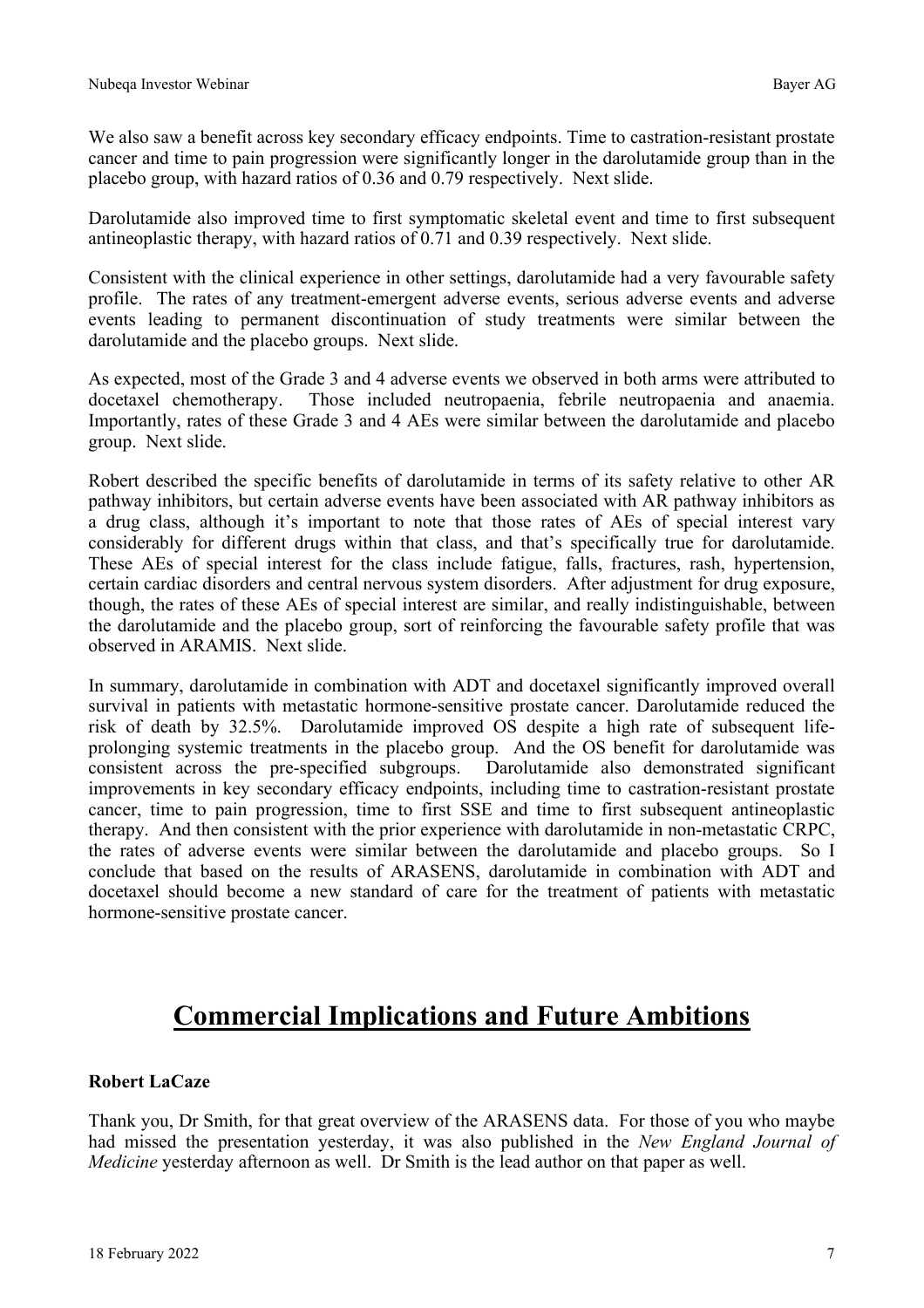We also saw a benefit across key secondary efficacy endpoints. Time to castration-resistant prostate cancer and time to pain progression were significantly longer in the darolutamide group than in the placebo group, with hazard ratios of 0.36 and 0.79 respectively. Next slide.

Darolutamide also improved time to first symptomatic skeletal event and time to first subsequent antineoplastic therapy, with hazard ratios of 0.71 and 0.39 respectively. Next slide.

Consistent with the clinical experience in other settings, darolutamide had a very favourable safety profile. The rates of any treatment-emergent adverse events, serious adverse events and adverse events leading to permanent discontinuation of study treatments were similar between the darolutamide and the placebo groups. Next slide.

As expected, most of the Grade 3 and 4 adverse events we observed in both arms were attributed to docetaxel chemotherapy. Those included neutropaenia, febrile neutropaenia and anaemia. Importantly, rates of these Grade 3 and 4 AEs were similar between the darolutamide and placebo group. Next slide.

Robert described the specific benefits of darolutamide in terms of its safety relative to other AR pathway inhibitors, but certain adverse events have been associated with AR pathway inhibitors as a drug class, although it's important to note that those rates of AEs of special interest vary considerably for different drugs within that class, and that's specifically true for darolutamide. These AEs of special interest for the class include fatigue, falls, fractures, rash, hypertension, certain cardiac disorders and central nervous system disorders. After adjustment for drug exposure, though, the rates of these AEs of special interest are similar, and really indistinguishable, between the darolutamide and the placebo group, sort of reinforcing the favourable safety profile that was observed in ARAMIS. Next slide.

In summary, darolutamide in combination with ADT and docetaxel significantly improved overall survival in patients with metastatic hormone-sensitive prostate cancer. Darolutamide reduced the risk of death by 32.5%. Darolutamide improved OS despite a high rate of subsequent life-prolonging systemic treatments in the placebo group. And the OS benefit for darolutamide was consistent across the pre-specified subgroups. Darolutamide also demonstrated significant improvements in key secondary efficacy endpoints, including time to castration-resistant prostate cancer, time to pain progression, time to first SSE and time to first subsequent antineoplastic therapy. And then consistent with the prior experience with darolutamide in non-metastatic CRPC, the rates of adverse events were similar between the darolutamide and placebo groups. So I conclude that based on the results of ARASENS, darolutamide in combination with ADT and docetaxel should become a new standard of care for the treatment of patients with metastatic hormone-sensitive prostate cancer.

# Commercial Implications and Future Ambitions

**Robert LaCaze**

Thank you, Dr Smith, for that great overview of the ARASENS data. For those of you who maybe had missed the presentation yesterday, it was also published in the *New England Journal of Medicine* yesterday afternoon as well. Dr Smith is the lead author on that paper as well.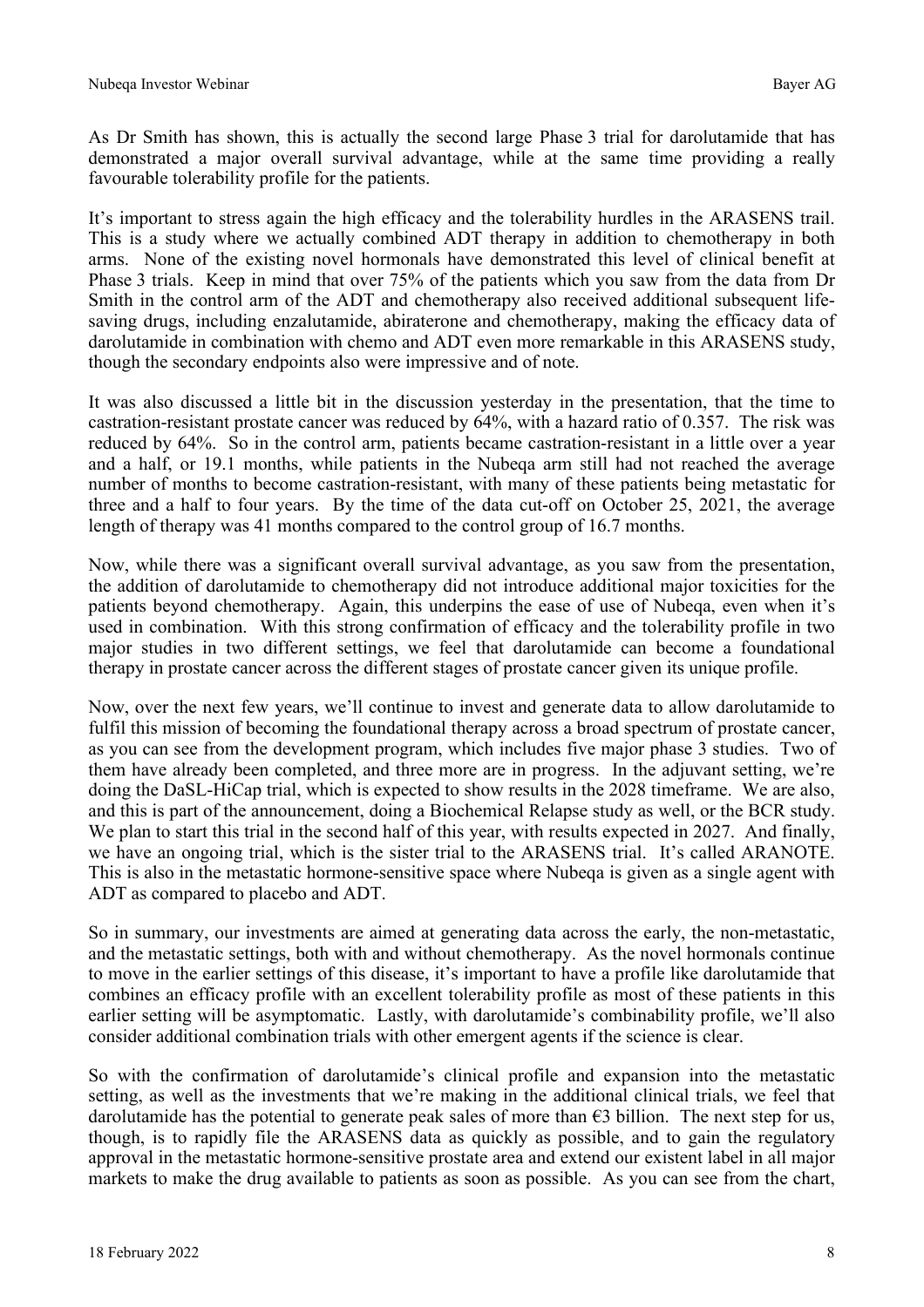As Dr Smith has shown, this is actually the second large Phase 3 trial for darolutamide that has demonstrated a major overall survival advantage, while at the same time providing a really favourable tolerability profile for the patients.

It's important to stress again the high efficacy and the tolerability hurdles in the ARASENS trail. This is a study where we actually combined ADT therapy in addition to chemotherapy in both arms. None of the existing novel hormonals have demonstrated this level of clinical benefit at Phase 3 trials. Keep in mind that over 75% of the patients which you saw from the data from Dr Smith in the control arm of the ADT and chemotherapy also received additional subsequent life-saving drugs, including enzalutamide, abiraterone and chemotherapy, making the efficacy data of darolutamide in combination with chemo and ADT even more remarkable in this ARASENS study, though the secondary endpoints also were impressive and of note.

It was also discussed a little bit in the discussion yesterday in the presentation, that the time to castration-resistant prostate cancer was reduced by 64%, with a hazard ratio of 0.357. The risk was reduced by 64%. So in the control arm, patients became castration-resistant in a little over a year and a half, or 19.1 months, while patients in the Nubeqa arm still had not reached the average number of months to become castration-resistant, with many of these patients being metastatic for three and a half to four years. By the time of the data cut-off on October 25, 2021, the average length of therapy was 41 months compared to the control group of 16.7 months.

Now, while there was a significant overall survival advantage, as you saw from the presentation, the addition of darolutamide to chemotherapy did not introduce additional major toxicities for the patients beyond chemotherapy. Again, this underpins the ease of use of Nubeqa, even when it's used in combination. With this strong confirmation of efficacy and the tolerability profile in two major studies in two different settings, we feel that darolutamide can become a foundational therapy in prostate cancer across the different stages of prostate cancer given its unique profile.

Now, over the next few years, we'll continue to invest and generate data to allow darolutamide to fulfil this mission of becoming the foundational therapy across a broad spectrum of prostate cancer, as you can see from the development program, which includes five major phase 3 studies. Two of them have already been completed, and three more are in progress. In the adjuvant setting, we're doing the DaSL-HiCap trial, which is expected to show results in the 2028 timeframe. We are also, and this is part of the announcement, doing a Biochemical Relapse study as well, or the BCR study. We plan to start this trial in the second half of this year, with results expected in 2027. And finally, we have an ongoing trial, which is the sister trial to the ARASENS trial. It's called ARANOTE. This is also in the metastatic hormone-sensitive space where Nubeqa is given as a single agent with ADT as compared to placebo and ADT.

So in summary, our investments are aimed at generating data across the early, the non-metastatic, and the metastatic settings, both with and without chemotherapy. As the novel hormonals continue to move in the earlier settings of this disease, it's important to have a profile like darolutamide that combines an efficacy profile with an excellent tolerability profile as most of these patients in this earlier setting will be asymptomatic. Lastly, with darolutamide's combinability profile, we'll also consider additional combination trials with other emergent agents if the science is clear.

So with the confirmation of darolutamide's clinical profile and expansion into the metastatic setting, as well as the investments that we're making in the additional clinical trials, we feel that darolutamide has the potential to generate peak sales of more than €3 billion. The next step for us, though, is to rapidly file the ARASENS data as quickly as possible, and to gain the regulatory approval in the metastatic hormone-sensitive prostate area and extend our existent label in all major markets to make the drug available to patients as soon as possible. As you can see from the chart,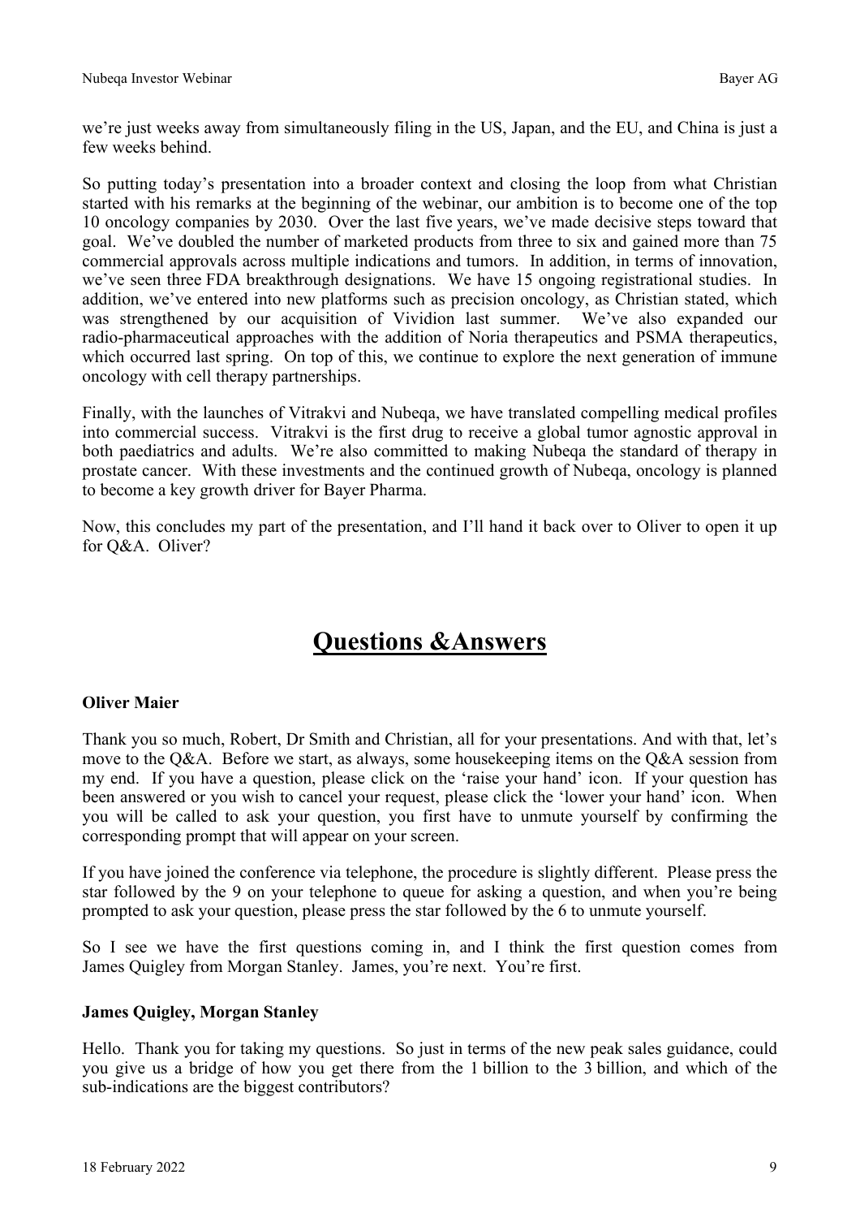we're just weeks away from simultaneously filing in the US, Japan, and the EU, and China is just a few weeks behind.

So putting today's presentation into a broader context and closing the loop from what Christian started with his remarks at the beginning of the webinar, our ambition is to become one of the top 10 oncology companies by 2030. Over the last five years, we've made decisive steps toward that goal. We've doubled the number of marketed products from three to six and gained more than 75 commercial approvals across multiple indications and tumors. In addition, in terms of innovation, we've seen three FDA breakthrough designations. We have 15 ongoing registrational studies. In addition, we've entered into new platforms such as precision oncology, as Christian stated, which was strengthened by our acquisition of Vividion last summer. We've also expanded our radio-pharmaceutical approaches with the addition of Noria therapeutics and PSMA therapeutics, which occurred last spring. On top of this, we continue to explore the next generation of immune oncology with cell therapy partnerships.

Finally, with the launches of Vitrakvi and Nubeqa, we have translated compelling medical profiles into commercial success. Vitrakvi is the first drug to receive a global tumor agnostic approval in both paediatrics and adults. We're also committed to making Nubeqa the standard of therapy in prostate cancer. With these investments and the continued growth of Nubeqa, oncology is planned to become a key growth driver for Bayer Pharma.

Now, this concludes my part of the presentation, and I'll hand it back over to Oliver to open it up for Q&A. Oliver?

# Questions &Answers

**Oliver Maier**

Thank you so much, Robert, Dr Smith and Christian, all for your presentations. And with that, let's move to the Q&A. Before we start, as always, some housekeeping items on the Q&A session from my end. If you have a question, please click on the 'raise your hand' icon. If your question has been answered or you wish to cancel your request, please click the 'lower your hand' icon. When you will be called to ask your question, you first have to unmute yourself by confirming the corresponding prompt that will appear on your screen.

If you have joined the conference via telephone, the procedure is slightly different. Please press the star followed by the 9 on your telephone to queue for asking a question, and when you're being prompted to ask your question, please press the star followed by the 6 to unmute yourself.

So I see we have the first questions coming in, and I think the first question comes from James Quigley from Morgan Stanley. James, you're next. You're first.

**James Quigley, Morgan Stanley**

Hello. Thank you for taking my questions. So just in terms of the new peak sales guidance, could you give us a bridge of how you get there from the 1 billion to the 3 billion, and which of the sub-indications are the biggest contributors?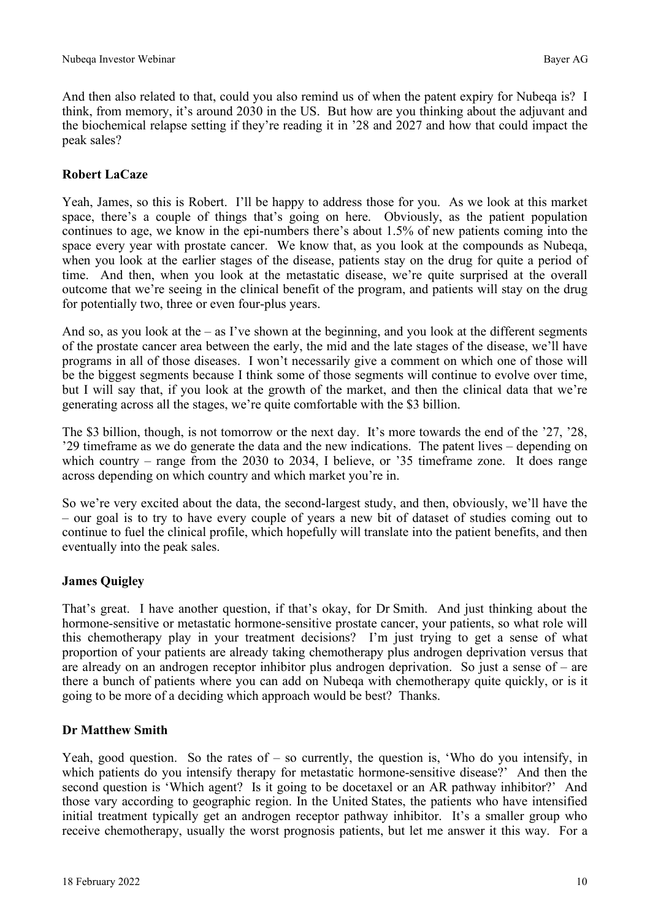And then also related to that, could you also remind us of when the patent expiry for Nubeqa is? I think, from memory, it's around 2030 in the US. But how are you thinking about the adjuvant and the biochemical relapse setting if they're reading it in '28 and 2027 and how that could impact the peak sales?

**Robert LaCaze**

Yeah, James, so this is Robert. I'll be happy to address those for you. As we look at this market space, there's a couple of things that's going on here. Obviously, as the patient population continues to age, we know in the epi-numbers there's about 1.5% of new patients coming into the space every year with prostate cancer. We know that, as you look at the compounds as Nubeqa, when you look at the earlier stages of the disease, patients stay on the drug for quite a period of time. And then, when you look at the metastatic disease, we're quite surprised at the overall outcome that we're seeing in the clinical benefit of the program, and patients will stay on the drug for potentially two, three or even four-plus years.

And so, as you look at the – as I've shown at the beginning, and you look at the different segments of the prostate cancer area between the early, the mid and the late stages of the disease, we'll have programs in all of those diseases. I won't necessarily give a comment on which one of those will be the biggest segments because I think some of those segments will continue to evolve over time, but I will say that, if you look at the growth of the market, and then the clinical data that we're generating across all the stages, we're quite comfortable with the $3 billion.

The $3 billion, though, is not tomorrow or the next day. It's more towards the end of the '27, '28, '29 timeframe as we do generate the data and the new indications. The patent lives – depending on which country – range from the 2030 to 2034, I believe, or '35 timeframe zone. It does range across depending on which country and which market you're in.

So we're very excited about the data, the second-largest study, and then, obviously, we'll have the – our goal is to try to have every couple of years a new bit of dataset of studies coming out to continue to fuel the clinical profile, which hopefully will translate into the patient benefits, and then eventually into the peak sales.

**James Quigley**

That's great. I have another question, if that's okay, for Dr Smith. And just thinking about the hormone-sensitive or metastatic hormone-sensitive prostate cancer, your patients, so what role will this chemotherapy play in your treatment decisions? I'm just trying to get a sense of what proportion of your patients are already taking chemotherapy plus androgen deprivation versus that are already on an androgen receptor inhibitor plus androgen deprivation. So just a sense of – are there a bunch of patients where you can add on Nubeqa with chemotherapy quite quickly, or is it going to be more of a deciding which approach would be best? Thanks.

**Dr Matthew Smith**

Yeah, good question. So the rates of – so currently, the question is, 'Who do you intensify, in which patients do you intensify therapy for metastatic hormone-sensitive disease?' And then the second question is 'Which agent? Is it going to be docetaxel or an AR pathway inhibitor?' And those vary according to geographic region. In the United States, the patients who have intensified initial treatment typically get an androgen receptor pathway inhibitor. It's a smaller group who receive chemotherapy, usually the worst prognosis patients, but let me answer it this way. For a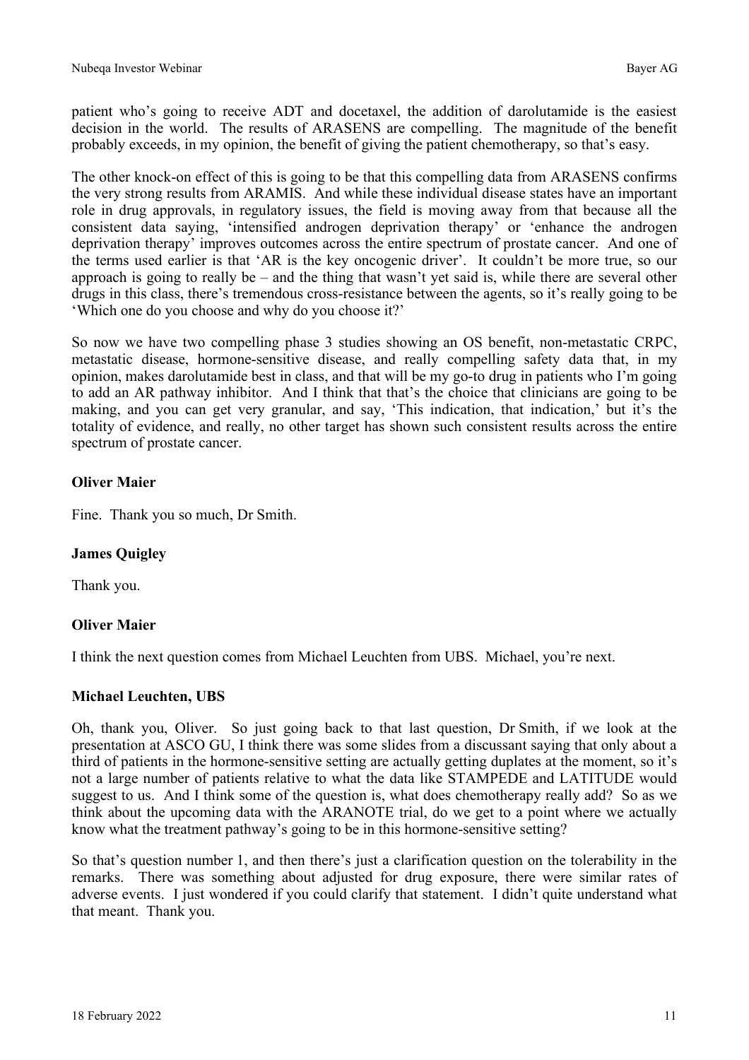patient who's going to receive ADT and docetaxel, the addition of darolutamide is the easiest decision in the world. The results of ARASENS are compelling. The magnitude of the benefit probably exceeds, in my opinion, the benefit of giving the patient chemotherapy, so that's easy.

The other knock-on effect of this is going to be that this compelling data from ARASENS confirms the very strong results from ARAMIS. And while these individual disease states have an important role in drug approvals, in regulatory issues, the field is moving away from that because all the consistent data saying, 'intensified androgen deprivation therapy' or 'enhance the androgen deprivation therapy' improves outcomes across the entire spectrum of prostate cancer. And one of the terms used earlier is that 'AR is the key oncogenic driver'. It couldn't be more true, so our approach is going to really be – and the thing that wasn't yet said is, while there are several other drugs in this class, there's tremendous cross-resistance between the agents, so it's really going to be 'Which one do you choose and why do you choose it?'

So now we have two compelling phase 3 studies showing an OS benefit, non-metastatic CRPC, metastatic disease, hormone-sensitive disease, and really compelling safety data that, in my opinion, makes darolutamide best in class, and that will be my go-to drug in patients who I'm going to add an AR pathway inhibitor. And I think that that's the choice that clinicians are going to be making, and you can get very granular, and say, 'This indication, that indication,' but it's the totality of evidence, and really, no other target has shown such consistent results across the entire spectrum of prostate cancer.

**Oliver Maier**

Fine. Thank you so much, Dr Smith.

**James Quigley**

Thank you.

**Oliver Maier**

I think the next question comes from Michael Leuchten from UBS. Michael, you're next.

**Michael Leuchten, UBS**

Oh, thank you, Oliver. So just going back to that last question, Dr Smith, if we look at the presentation at ASCO GU, I think there was some slides from a discussant saying that only about a third of patients in the hormone-sensitive setting are actually getting duplates at the moment, so it's not a large number of patients relative to what the data like STAMPEDE and LATITUDE would suggest to us. And I think some of the question is, what does chemotherapy really add? So as we think about the upcoming data with the ARANOTE trial, do we get to a point where we actually know what the treatment pathway's going to be in this hormone-sensitive setting?

So that's question number 1, and then there's just a clarification question on the tolerability in the remarks. There was something about adjusted for drug exposure, there were similar rates of adverse events. I just wondered if you could clarify that statement. I didn't quite understand what that meant. Thank you.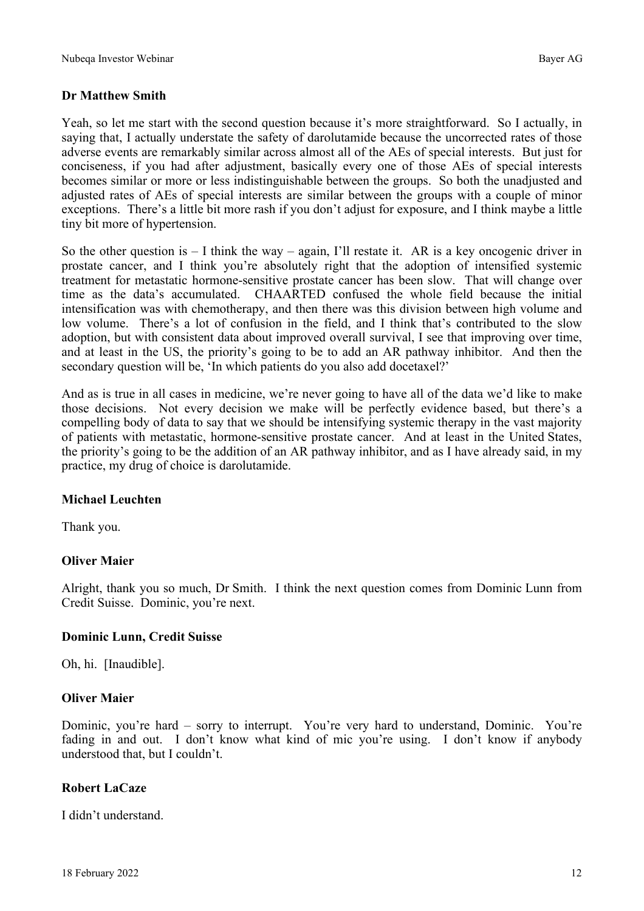**Dr Matthew Smith**

Yeah, so let me start with the second question because it's more straightforward. So I actually, in saying that, I actually understate the safety of darolutamide because the uncorrected rates of those adverse events are remarkably similar across almost all of the AEs of special interests. But just for conciseness, if you had after adjustment, basically every one of those AEs of special interests becomes similar or more or less indistinguishable between the groups. So both the unadjusted and adjusted rates of AEs of special interests are similar between the groups with a couple of minor exceptions. There's a little bit more rash if you don't adjust for exposure, and I think maybe a little tiny bit more of hypertension.

So the other question is – I think the way – again, I'll restate it. AR is a key oncogenic driver in prostate cancer, and I think you're absolutely right that the adoption of intensified systemic treatment for metastatic hormone-sensitive prostate cancer has been slow. That will change over time as the data's accumulated. CHAARTED confused the whole field because the initial intensification was with chemotherapy, and then there was this division between high volume and low volume. There's a lot of confusion in the field, and I think that's contributed to the slow adoption, but with consistent data about improved overall survival, I see that improving over time, and at least in the US, the priority's going to be to add an AR pathway inhibitor. And then the secondary question will be, 'In which patients do you also add docetaxel?'

And as is true in all cases in medicine, we're never going to have all of the data we'd like to make those decisions. Not every decision we make will be perfectly evidence based, but there's a compelling body of data to say that we should be intensifying systemic therapy in the vast majority of patients with metastatic, hormone-sensitive prostate cancer. And at least in the United States, the priority's going to be the addition of an AR pathway inhibitor, and as I have already said, in my practice, my drug of choice is darolutamide.

**Michael Leuchten**

Thank you.

**Oliver Maier**

Alright, thank you so much, Dr Smith. I think the next question comes from Dominic Lunn from Credit Suisse. Dominic, you're next.

**Dominic Lunn, Credit Suisse**

Oh, hi. [Inaudible].

**Oliver Maier**

Dominic, you're hard – sorry to interrupt. You're very hard to understand, Dominic. You're fading in and out. I don't know what kind of mic you're using. I don't know if anybody understood that, but I couldn't.

**Robert LaCaze**

I didn't understand.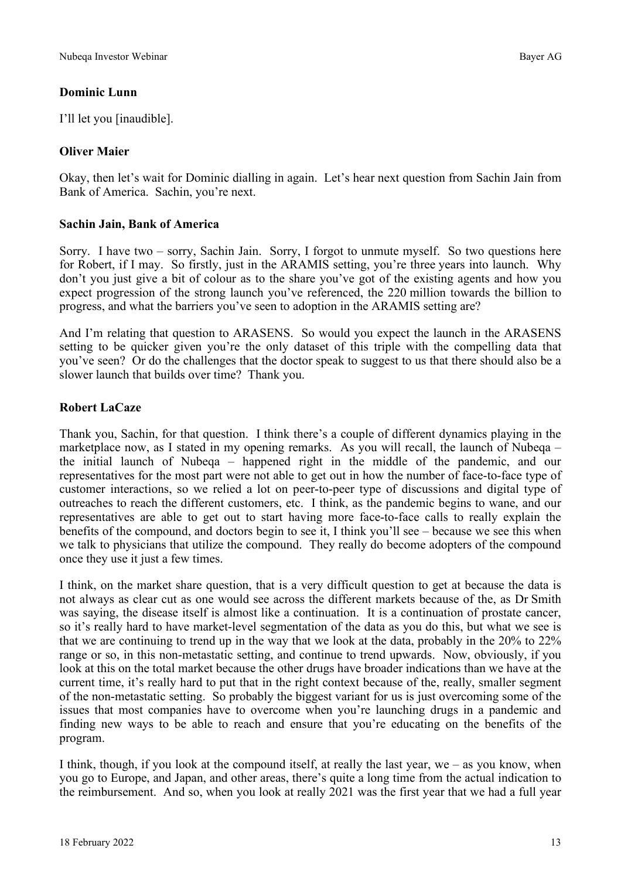**Dominic Lunn**

I'll let you [inaudible].

**Oliver Maier**

Okay, then let's wait for Dominic dialling in again. Let's hear next question from Sachin Jain from Bank of America. Sachin, you're next.

**Sachin Jain, Bank of America**

Sorry. I have two – sorry, Sachin Jain. Sorry, I forgot to unmute myself. So two questions here for Robert, if I may. So firstly, just in the ARAMIS setting, you're three years into launch. Why don't you just give a bit of colour as to the share you've got of the existing agents and how you expect progression of the strong launch you've referenced, the 220 million towards the billion to progress, and what the barriers you've seen to adoption in the ARAMIS setting are?

And I'm relating that question to ARASENS. So would you expect the launch in the ARASENS setting to be quicker given you're the only dataset of this triple with the compelling data that you've seen? Or do the challenges that the doctor speak to suggest to us that there should also be a slower launch that builds over time? Thank you.

**Robert LaCaze**

Thank you, Sachin, for that question. I think there's a couple of different dynamics playing in the marketplace now, as I stated in my opening remarks. As you will recall, the launch of Nubeqa – the initial launch of Nubeqa – happened right in the middle of the pandemic, and our representatives for the most part were not able to get out in how the number of face-to-face type of customer interactions, so we relied a lot on peer-to-peer type of discussions and digital type of outreaches to reach the different customers, etc. I think, as the pandemic begins to wane, and our representatives are able to get out to start having more face-to-face calls to really explain the benefits of the compound, and doctors begin to see it, I think you'll see – because we see this when we talk to physicians that utilize the compound. They really do become adopters of the compound once they use it just a few times.

I think, on the market share question, that is a very difficult question to get at because the data is not always as clear cut as one would see across the different markets because of the, as Dr Smith was saying, the disease itself is almost like a continuation. It is a continuation of prostate cancer, so it's really hard to have market-level segmentation of the data as you do this, but what we see is that we are continuing to trend up in the way that we look at the data, probably in the 20% to 22% range or so, in this non-metastatic setting, and continue to trend upwards. Now, obviously, if you look at this on the total market because the other drugs have broader indications than we have at the current time, it's really hard to put that in the right context because of the, really, smaller segment of the non-metastatic setting. So probably the biggest variant for us is just overcoming some of the issues that most companies have to overcome when you're launching drugs in a pandemic and finding new ways to be able to reach and ensure that you're educating on the benefits of the program.

I think, though, if you look at the compound itself, at really the last year, we – as you know, when you go to Europe, and Japan, and other areas, there's quite a long time from the actual indication to the reimbursement. And so, when you look at really 2021 was the first year that we had a full year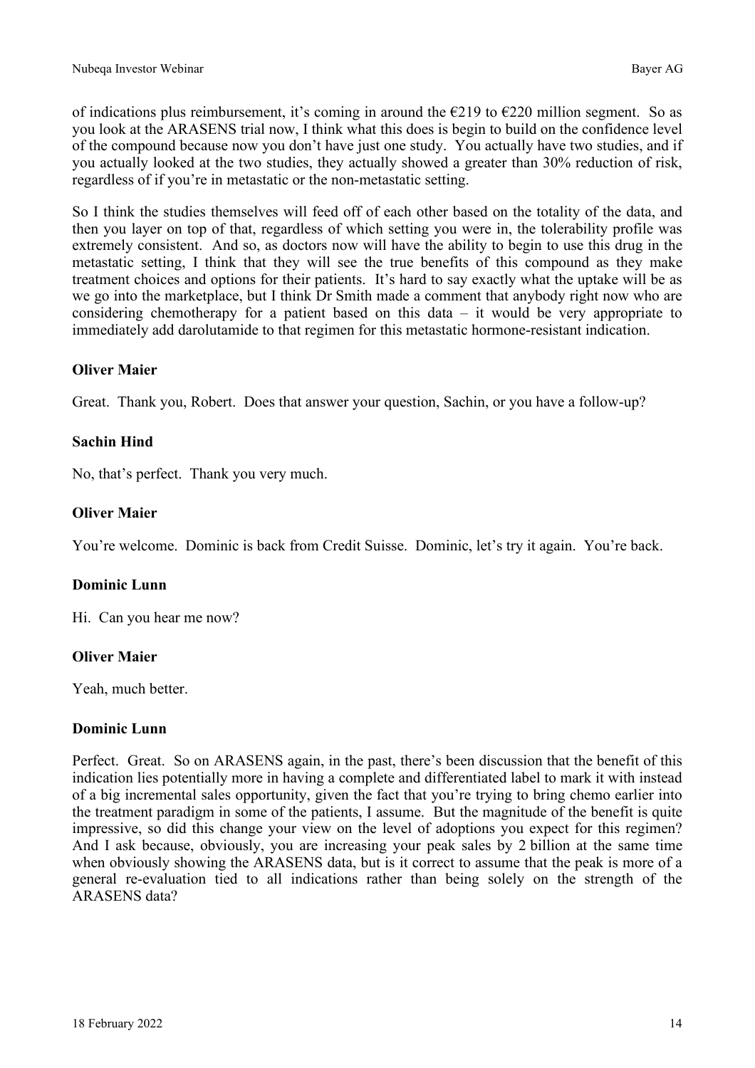of indications plus reimbursement, it's coming in around the €219 to €220 million segment. So as you look at the ARASENS trial now, I think what this does is begin to build on the confidence level of the compound because now you don't have just one study. You actually have two studies, and if you actually looked at the two studies, they actually showed a greater than 30% reduction of risk, regardless of if you're in metastatic or the non-metastatic setting.

So I think the studies themselves will feed off of each other based on the totality of the data, and then you layer on top of that, regardless of which setting you were in, the tolerability profile was extremely consistent. And so, as doctors now will have the ability to begin to use this drug in the metastatic setting, I think that they will see the true benefits of this compound as they make treatment choices and options for their patients. It's hard to say exactly what the uptake will be as we go into the marketplace, but I think Dr Smith made a comment that anybody right now who are considering chemotherapy for a patient based on this data – it would be very appropriate to immediately add darolutamide to that regimen for this metastatic hormone-resistant indication.

**Oliver Maier**

Great. Thank you, Robert. Does that answer your question, Sachin, or you have a follow-up?

**Sachin Hind**

No, that's perfect. Thank you very much.

**Oliver Maier**

You're welcome. Dominic is back from Credit Suisse. Dominic, let's try it again. You're back.

**Dominic Lunn**

Hi. Can you hear me now?

**Oliver Maier**

Yeah, much better.

**Dominic Lunn**

Perfect. Great. So on ARASENS again, in the past, there's been discussion that the benefit of this indication lies potentially more in having a complete and differentiated label to mark it with instead of a big incremental sales opportunity, given the fact that you're trying to bring chemo earlier into the treatment paradigm in some of the patients, I assume. But the magnitude of the benefit is quite impressive, so did this change your view on the level of adoptions you expect for this regimen? And I ask because, obviously, you are increasing your peak sales by 2 billion at the same time when obviously showing the ARASENS data, but is it correct to assume that the peak is more of a general re-evaluation tied to all indications rather than being solely on the strength of the ARASENS data?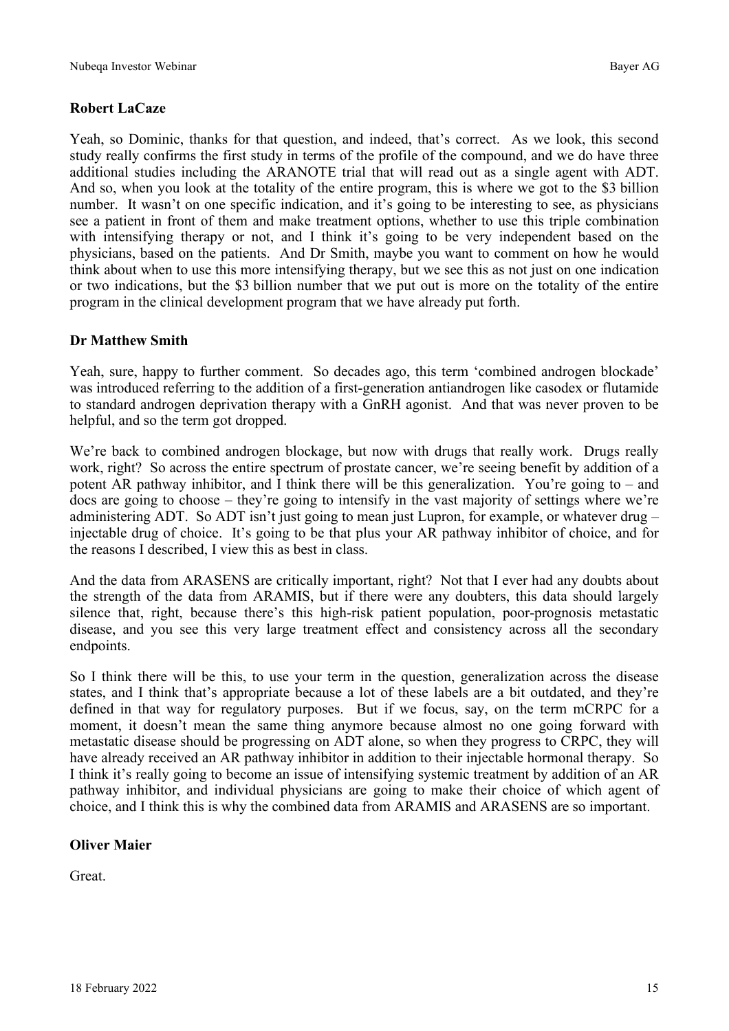**Robert LaCaze**

Yeah, so Dominic, thanks for that question, and indeed, that's correct. As we look, this second study really confirms the first study in terms of the profile of the compound, and we do have three additional studies including the ARANOTE trial that will read out as a single agent with ADT. And so, when you look at the totality of the entire program, this is where we got to the $3 billion number. It wasn't on one specific indication, and it's going to be interesting to see, as physicians see a patient in front of them and make treatment options, whether to use this triple combination with intensifying therapy or not, and I think it's going to be very independent based on the physicians, based on the patients. And Dr Smith, maybe you want to comment on how he would think about when to use this more intensifying therapy, but we see this as not just on one indication or two indications, but the $3 billion number that we put out is more on the totality of the entire program in the clinical development program that we have already put forth.

**Dr Matthew Smith**

Yeah, sure, happy to further comment. So decades ago, this term 'combined androgen blockade' was introduced referring to the addition of a first-generation antiandrogen like casodex or flutamide to standard androgen deprivation therapy with a GnRH agonist. And that was never proven to be helpful, and so the term got dropped.

We're back to combined androgen blockage, but now with drugs that really work. Drugs really work, right? So across the entire spectrum of prostate cancer, we're seeing benefit by addition of a potent AR pathway inhibitor, and I think there will be this generalization. You're going to – and docs are going to choose – they're going to intensify in the vast majority of settings where we're administering ADT. So ADT isn't just going to mean just Lupron, for example, or whatever drug – injectable drug of choice. It's going to be that plus your AR pathway inhibitor of choice, and for the reasons I described, I view this as best in class.

And the data from ARASENS are critically important, right? Not that I ever had any doubts about the strength of the data from ARAMIS, but if there were any doubters, this data should largely silence that, right, because there's this high-risk patient population, poor-prognosis metastatic disease, and you see this very large treatment effect and consistency across all the secondary endpoints.

So I think there will be this, to use your term in the question, generalization across the disease states, and I think that's appropriate because a lot of these labels are a bit outdated, and they're defined in that way for regulatory purposes. But if we focus, say, on the term mCRPC for a moment, it doesn't mean the same thing anymore because almost no one going forward with metastatic disease should be progressing on ADT alone, so when they progress to CRPC, they will have already received an AR pathway inhibitor in addition to their injectable hormonal therapy. So I think it's really going to become an issue of intensifying systemic treatment by addition of an AR pathway inhibitor, and individual physicians are going to make their choice of which agent of choice, and I think this is why the combined data from ARAMIS and ARASENS are so important.

**Oliver Maier**

Great.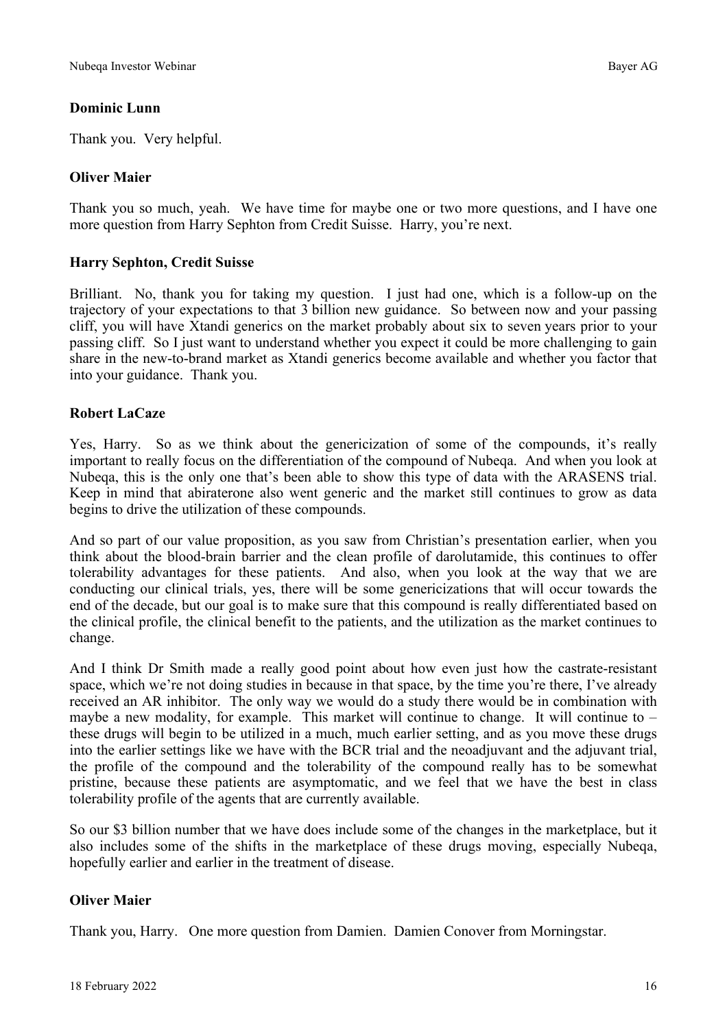**Dominic Lunn**

Thank you. Very helpful.

**Oliver Maier**

Thank you so much, yeah. We have time for maybe one or two more questions, and I have one more question from Harry Sephton from Credit Suisse. Harry, you're next.

**Harry Sephton, Credit Suisse**

Brilliant. No, thank you for taking my question. I just had one, which is a follow-up on the trajectory of your expectations to that 3 billion new guidance. So between now and your passing cliff, you will have Xtandi generics on the market probably about six to seven years prior to your passing cliff. So I just want to understand whether you expect it could be more challenging to gain share in the new-to-brand market as Xtandi generics become available and whether you factor that into your guidance. Thank you.

**Robert LaCaze**

Yes, Harry. So as we think about the genericization of some of the compounds, it's really important to really focus on the differentiation of the compound of Nubeqa. And when you look at Nubeqa, this is the only one that's been able to show this type of data with the ARASENS trial. Keep in mind that abiraterone also went generic and the market still continues to grow as data begins to drive the utilization of these compounds.

And so part of our value proposition, as you saw from Christian's presentation earlier, when you think about the blood-brain barrier and the clean profile of darolutamide, this continues to offer tolerability advantages for these patients. And also, when you look at the way that we are conducting our clinical trials, yes, there will be some genericizations that will occur towards the end of the decade, but our goal is to make sure that this compound is really differentiated based on the clinical profile, the clinical benefit to the patients, and the utilization as the market continues to change.

And I think Dr Smith made a really good point about how even just how the castrate-resistant space, which we're not doing studies in because in that space, by the time you're there, I've already received an AR inhibitor. The only way we would do a study there would be in combination with maybe a new modality, for example. This market will continue to change. It will continue to – these drugs will begin to be utilized in a much, much earlier setting, and as you move these drugs into the earlier settings like we have with the BCR trial and the neoadjuvant and the adjuvant trial, the profile of the compound and the tolerability of the compound really has to be somewhat pristine, because these patients are asymptomatic, and we feel that we have the best in class tolerability profile of the agents that are currently available.

So our $3 billion number that we have does include some of the changes in the marketplace, but it also includes some of the shifts in the marketplace of these drugs moving, especially Nubeqa, hopefully earlier and earlier in the treatment of disease.

**Oliver Maier**

Thank you, Harry. One more question from Damien. Damien Conover from Morningstar.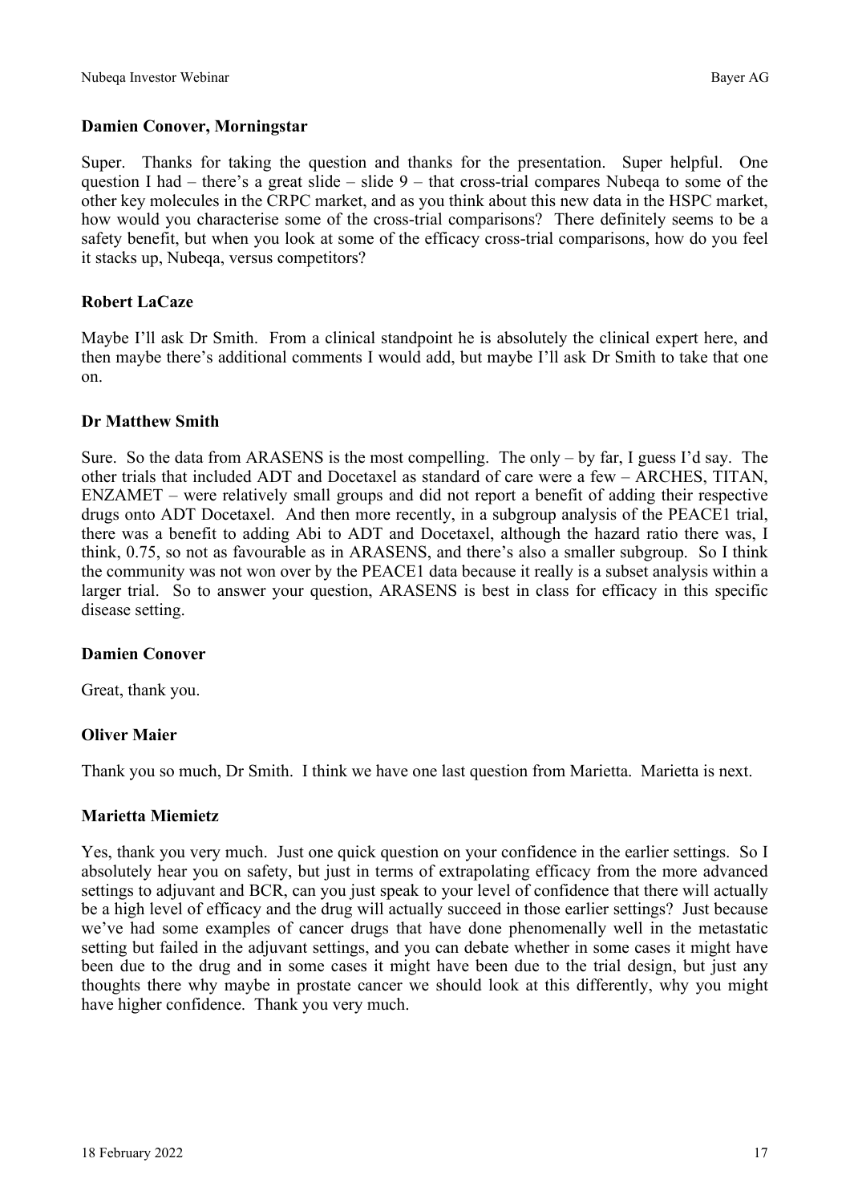**Damien Conover, Morningstar**

Super. Thanks for taking the question and thanks for the presentation. Super helpful. One question I had – there's a great slide – slide 9 – that cross-trial compares Nubeqa to some of the other key molecules in the CRPC market, and as you think about this new data in the HSPC market, how would you characterise some of the cross-trial comparisons? There definitely seems to be a safety benefit, but when you look at some of the efficacy cross-trial comparisons, how do you feel it stacks up, Nubeqa, versus competitors?

**Robert LaCaze**

Maybe I'll ask Dr Smith. From a clinical standpoint he is absolutely the clinical expert here, and then maybe there's additional comments I would add, but maybe I'll ask Dr Smith to take that one on.

**Dr Matthew Smith**

Sure. So the data from ARASENS is the most compelling. The only – by far, I guess I'd say. The other trials that included ADT and Docetaxel as standard of care were a few – ARCHES, TITAN, ENZAMET – were relatively small groups and did not report a benefit of adding their respective drugs onto ADT Docetaxel. And then more recently, in a subgroup analysis of the PEACE1 trial, there was a benefit to adding Abi to ADT and Docetaxel, although the hazard ratio there was, I think, 0.75, so not as favourable as in ARASENS, and there's also a smaller subgroup. So I think the community was not won over by the PEACE1 data because it really is a subset analysis within a larger trial. So to answer your question, ARASENS is best in class for efficacy in this specific disease setting.

**Damien Conover**

Great, thank you.

**Oliver Maier**

Thank you so much, Dr Smith. I think we have one last question from Marietta. Marietta is next.

**Marietta Miemietz**

Yes, thank you very much. Just one quick question on your confidence in the earlier settings. So I absolutely hear you on safety, but just in terms of extrapolating efficacy from the more advanced settings to adjuvant and BCR, can you just speak to your level of confidence that there will actually be a high level of efficacy and the drug will actually succeed in those earlier settings? Just because we've had some examples of cancer drugs that have done phenomenally well in the metastatic setting but failed in the adjuvant settings, and you can debate whether in some cases it might have been due to the drug and in some cases it might have been due to the trial design, but just any thoughts there why maybe in prostate cancer we should look at this differently, why you might have higher confidence. Thank you very much.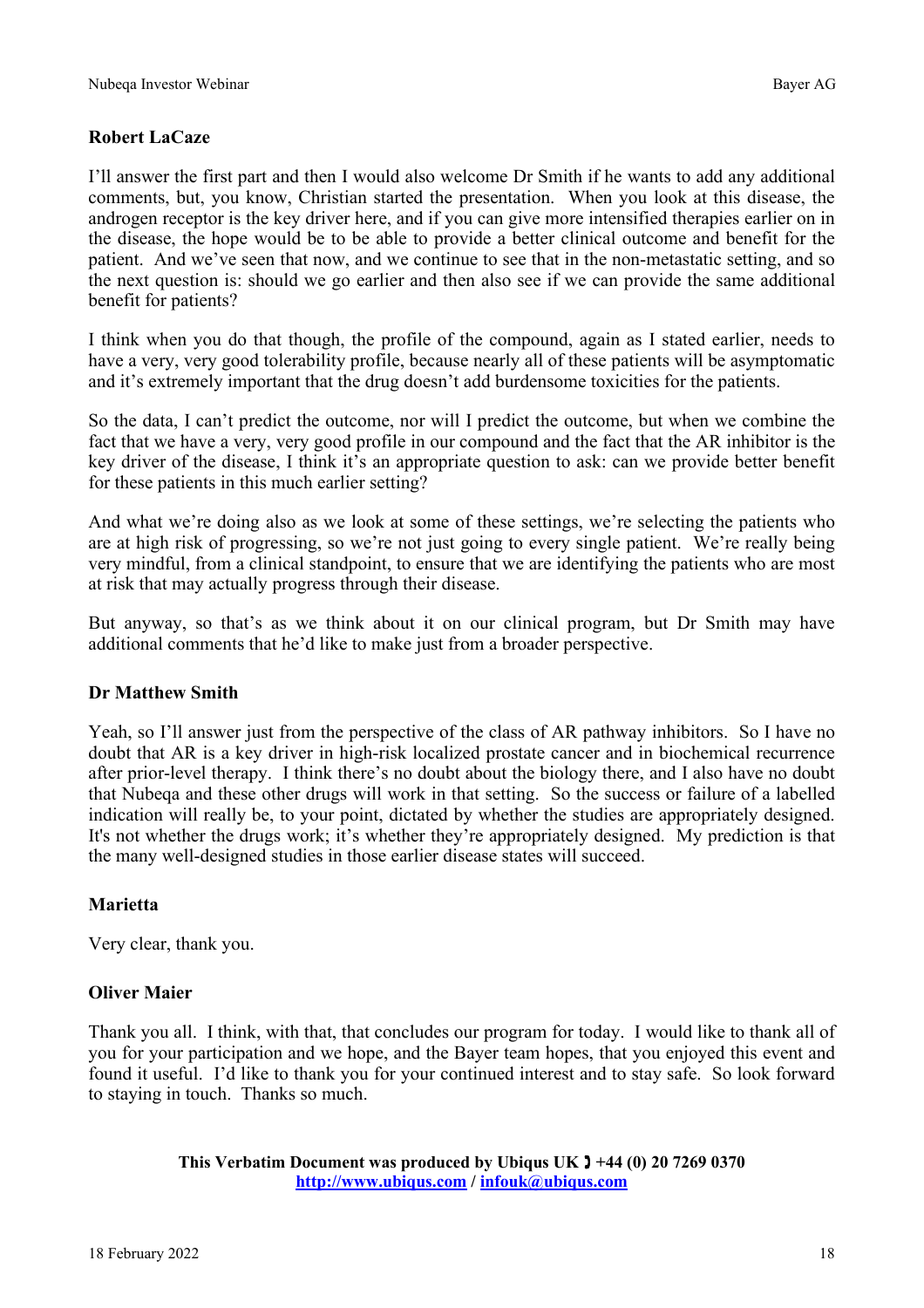**Robert LaCaze**

I'll answer the first part and then I would also welcome Dr Smith if he wants to add any additional comments, but, you know, Christian started the presentation. When you look at this disease, the androgen receptor is the key driver here, and if you can give more intensified therapies earlier on in the disease, the hope would be to be able to provide a better clinical outcome and benefit for the patient. And we've seen that now, and we continue to see that in the non-metastatic setting, and so the next question is: should we go earlier and then also see if we can provide the same additional benefit for patients?

I think when you do that though, the profile of the compound, again as I stated earlier, needs to have a very, very good tolerability profile, because nearly all of these patients will be asymptomatic and it's extremely important that the drug doesn't add burdensome toxicities for the patients.

So the data, I can't predict the outcome, nor will I predict the outcome, but when we combine the fact that we have a very, very good profile in our compound and the fact that the AR inhibitor is the key driver of the disease, I think it's an appropriate question to ask: can we provide better benefit for these patients in this much earlier setting?

And what we're doing also as we look at some of these settings, we're selecting the patients who are at high risk of progressing, so we're not just going to every single patient. We're really being very mindful, from a clinical standpoint, to ensure that we are identifying the patients who are most at risk that may actually progress through their disease.

But anyway, so that's as we think about it on our clinical program, but Dr Smith may have additional comments that he'd like to make just from a broader perspective.

**Dr Matthew Smith**

Yeah, so I'll answer just from the perspective of the class of AR pathway inhibitors. So I have no doubt that AR is a key driver in high-risk localized prostate cancer and in biochemical recurrence after prior-level therapy. I think there's no doubt about the biology there, and I also have no doubt that Nubeqa and these other drugs will work in that setting. So the success or failure of a labelled indication will really be, to your point, dictated by whether the studies are appropriately designed. It's not whether the drugs work; it's whether they're appropriately designed. My prediction is that the many well-designed studies in those earlier disease states will succeed.

**Marietta**

Very clear, thank you.

**Oliver Maier**

Thank you all. I think, with that, that concludes our program for today. I would like to thank all of you for your participation and we hope, and the Bayer team hopes, that you enjoyed this event and found it useful. I'd like to thank you for your continued interest and to stay safe. So look forward to staying in touch. Thanks so much.

**This Verbatim Document was produced by Ubiqus UK ☎ +44 (0) 20 7269 0370**
**http://www.ubiqus.com / infouk@ubiqus.com**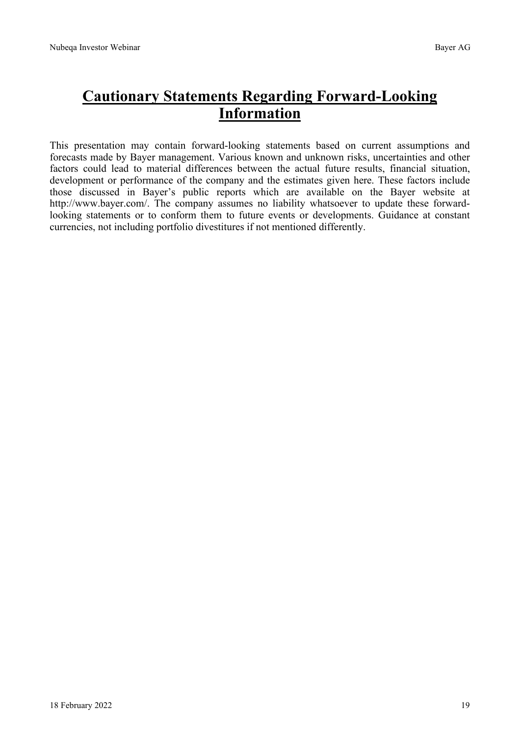# Cautionary Statements Regarding Forward-Looking Information

This presentation may contain forward-looking statements based on current assumptions and forecasts made by Bayer management. Various known and unknown risks, uncertainties and other factors could lead to material differences between the actual future results, financial situation, development or performance of the company and the estimates given here. These factors include those discussed in Bayer's public reports which are available on the Bayer website at http://www.bayer.com/. The company assumes no liability whatsoever to update these forward-looking statements or to conform them to future events or developments. Guidance at constant currencies, not including portfolio divestitures if not mentioned differently.